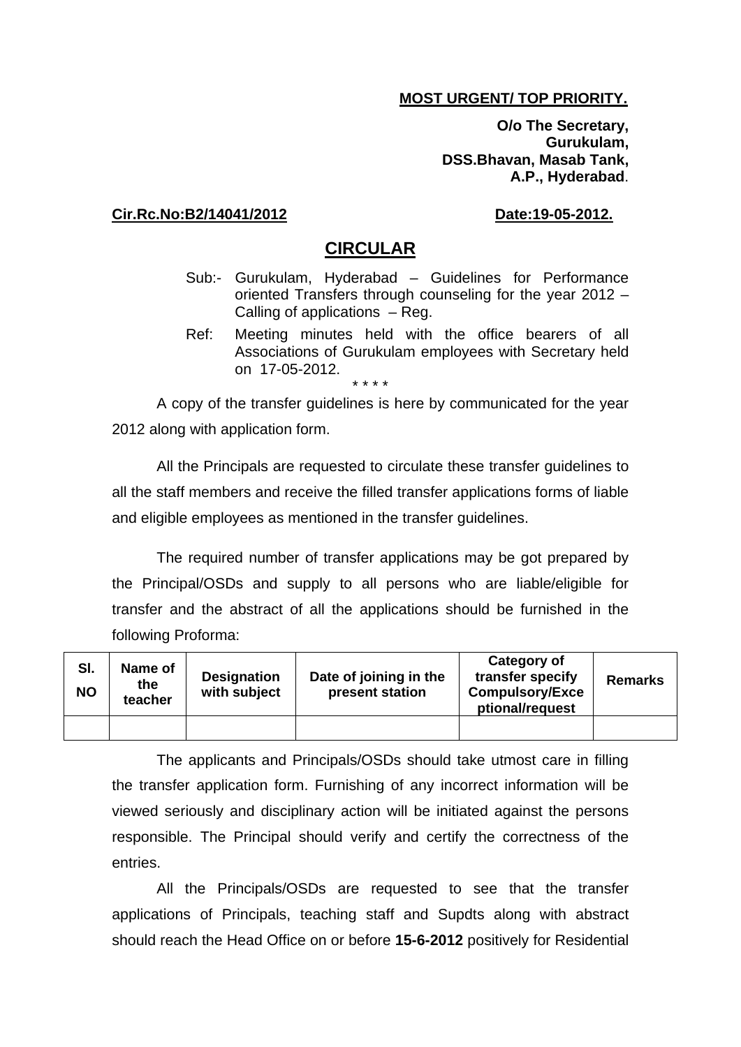**MOST URGENT/ TOP PRIORITY.**

**O/o The Secretary,**
**Gurukulam,**
**DSS.Bhavan, Masab Tank,**
**A.P., Hyderabad**.

**Cir.Rc.No:B2/14041/2012** **Date:19-05-2012.**

# CIRCULAR

Sub:- Gurukulam, Hyderabad – Guidelines for Performance oriented Transfers through counseling for the year 2012 – Calling of applications – Reg.

Ref: Meeting minutes held with the office bearers of all Associations of Gurukulam employees with Secretary held on 17-05-2012.

\* \* \* \*

A copy of the transfer guidelines is here by communicated for the year 2012 along with application form.

All the Principals are requested to circulate these transfer guidelines to all the staff members and receive the filled transfer applications forms of liable and eligible employees as mentioned in the transfer guidelines.

The required number of transfer applications may be got prepared by the Principal/OSDs and supply to all persons who are liable/eligible for transfer and the abstract of all the applications should be furnished in the following Proforma:

| Sl. NO | Name of the teacher | Designation with subject | Date of joining in the present station | Category of transfer specify Compulsory/Exceptional/request | Remarks |
|---|---|---|---|---|---|
| | | | | | |

The applicants and Principals/OSDs should take utmost care in filling the transfer application form. Furnishing of any incorrect information will be viewed seriously and disciplinary action will be initiated against the persons responsible. The Principal should verify and certify the correctness of the entries.

All the Principals/OSDs are requested to see that the transfer applications of Principals, teaching staff and Supdts along with abstract should reach the Head Office on or before **15-6-2012** positively for Residential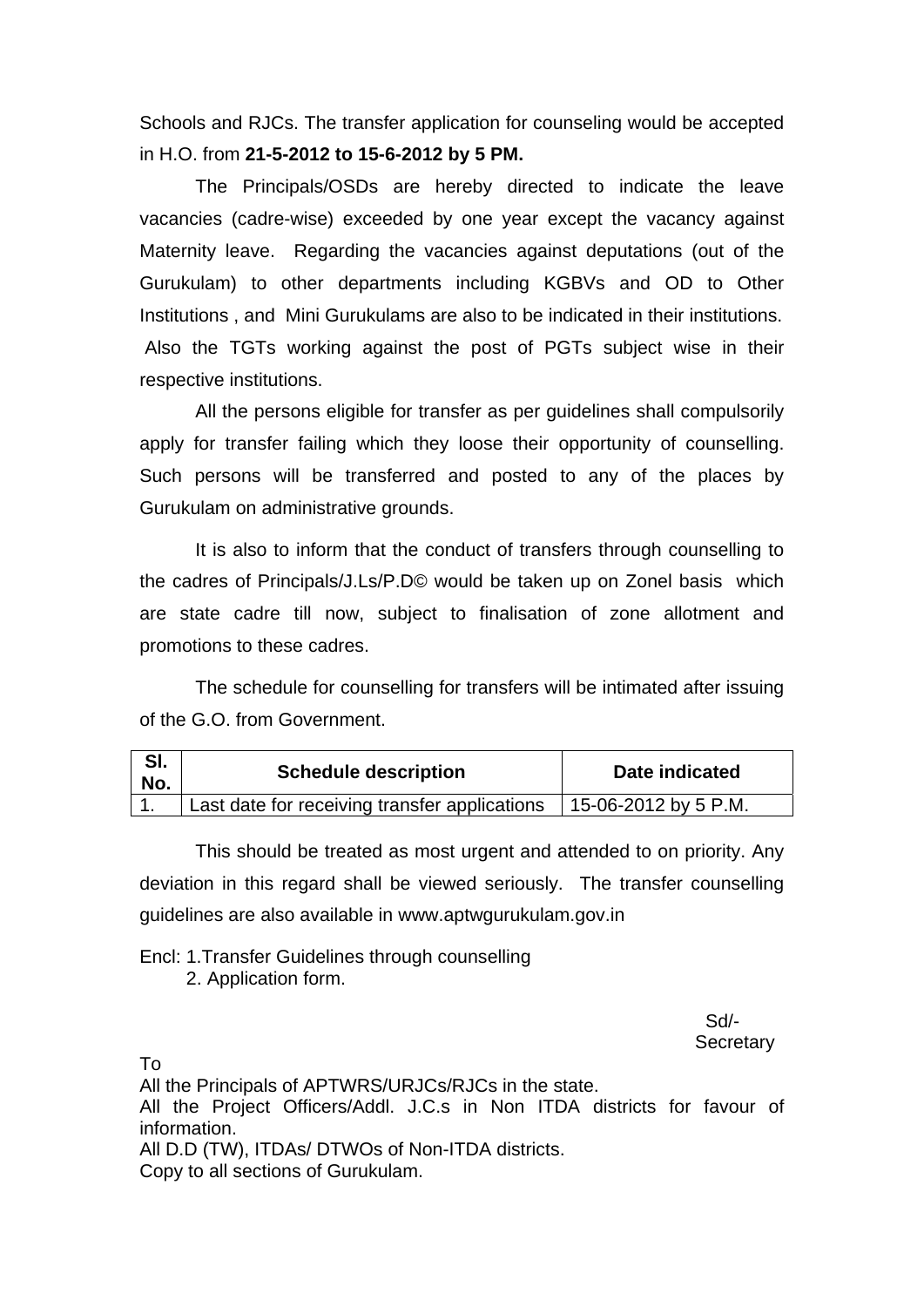Schools and RJCs. The transfer application for counseling would be accepted in H.O. from **21-5-2012 to 15-6-2012 by 5 PM.**

The Principals/OSDs are hereby directed to indicate the leave vacancies (cadre-wise) exceeded by one year except the vacancy against Maternity leave. Regarding the vacancies against deputations (out of the Gurukulam) to other departments including KGBVs and OD to Other Institutions , and Mini Gurukulams are also to be indicated in their institutions. Also the TGTs working against the post of PGTs subject wise in their respective institutions.

All the persons eligible for transfer as per guidelines shall compulsorily apply for transfer failing which they loose their opportunity of counselling. Such persons will be transferred and posted to any of the places by Gurukulam on administrative grounds.

It is also to inform that the conduct of transfers through counselling to the cadres of Principals/J.Ls/P.D© would be taken up on Zonel basis which are state cadre till now, subject to finalisation of zone allotment and promotions to these cadres.

The schedule for counselling for transfers will be intimated after issuing of the G.O. from Government.

| Sl. No. | Schedule description | Date indicated |
|---|---|---|
| 1. | Last date for receiving transfer applications | 15-06-2012 by 5 P.M. |

This should be treated as most urgent and attended to on priority. Any deviation in this regard shall be viewed seriously. The transfer counselling guidelines are also available in www.aptwgurukulam.gov.in

Encl: 1.Transfer Guidelines through counselling
2. Application form.

Sd/-
Secretary

To
All the Principals of APTWRS/URJCs/RJCs in the state.
All the Project Officers/Addl. J.C.s in Non ITDA districts for favour of information.
All D.D (TW), ITDAs/ DTWOs of Non-ITDA districts.
Copy to all sections of Gurukulam.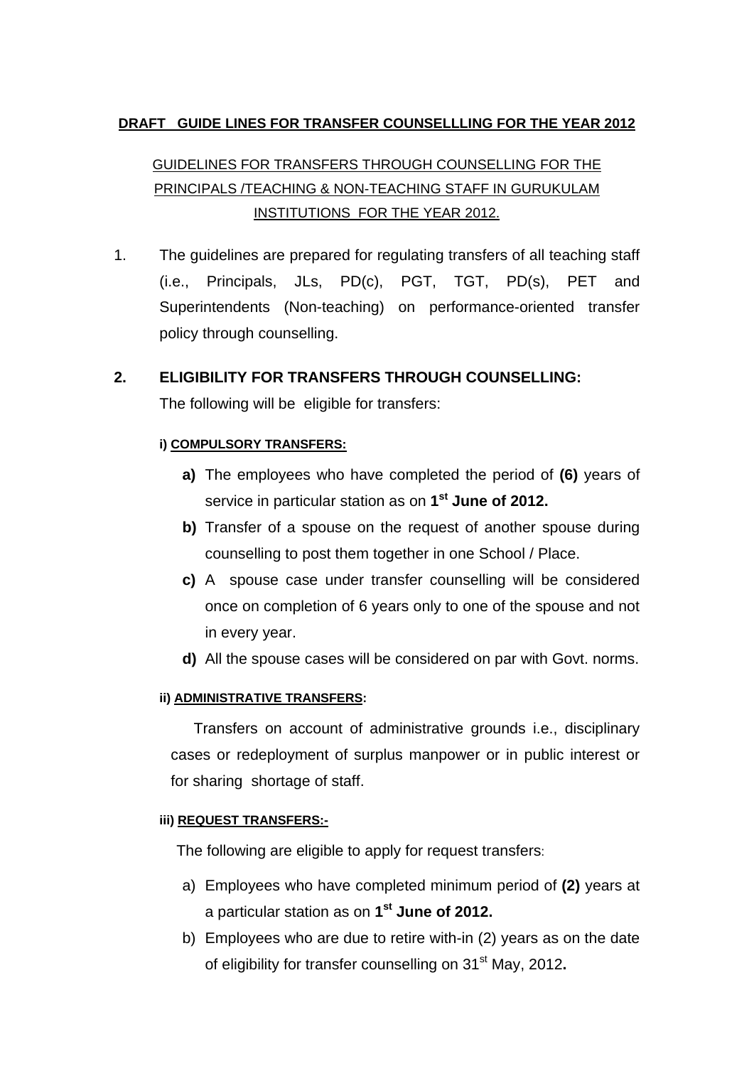**DRAFT GUIDE LINES FOR TRANSFER COUNSELLLING FOR THE YEAR 2012**

GUIDELINES FOR TRANSFERS THROUGH COUNSELLING FOR THE PRINCIPALS /TEACHING & NON-TEACHING STAFF IN GURUKULAM INSTITUTIONS FOR THE YEAR 2012.

1. The guidelines are prepared for regulating transfers of all teaching staff (i.e., Principals, JLs, PD(c), PGT, TGT, PD(s), PET and Superintendents (Non-teaching) on performance-oriented transfer policy through counselling.

## 2. ELIGIBILITY FOR TRANSFERS THROUGH COUNSELLING:

The following will be eligible for transfers:

**i) COMPULSORY TRANSFERS:**

- **a)** The employees who have completed the period of **(6)** years of service in particular station as on **1st June of 2012.**
- **b)** Transfer of a spouse on the request of another spouse during counselling to post them together in one School / Place.
- **c)** A spouse case under transfer counselling will be considered once on completion of 6 years only to one of the spouse and not in every year.
- **d)** All the spouse cases will be considered on par with Govt. norms.

**ii) ADMINISTRATIVE TRANSFERS:**

Transfers on account of administrative grounds i.e., disciplinary cases or redeployment of surplus manpower or in public interest or for sharing shortage of staff.

**iii) REQUEST TRANSFERS:-**

The following are eligible to apply for request transfers:

- a) Employees who have completed minimum period of **(2)** years at a particular station as on **1st June of 2012.**
- b) Employees who are due to retire with-in (2) years as on the date of eligibility for transfer counselling on 31st May, 2012**.**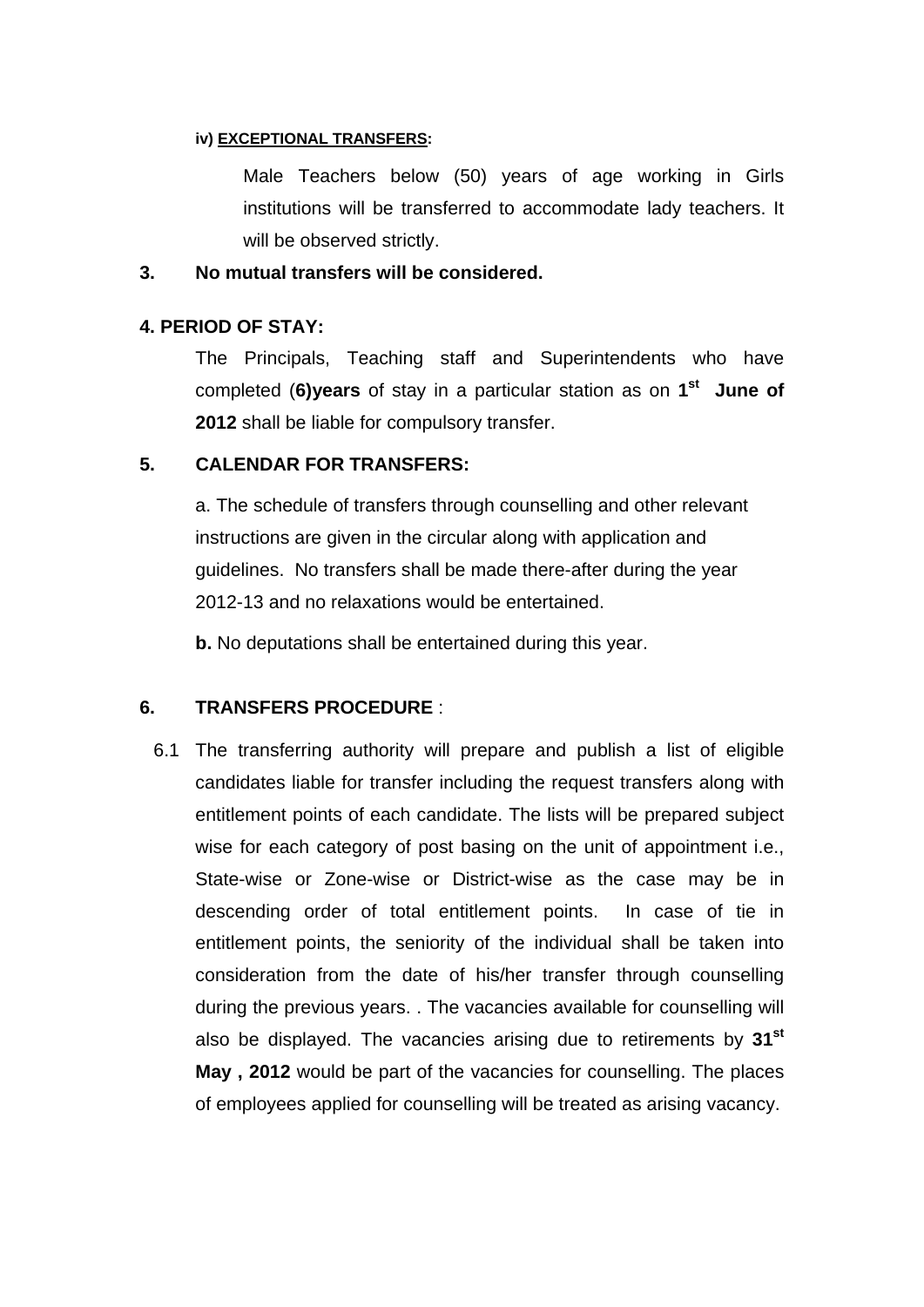**iv) <u>EXCEPTIONAL TRANSFERS</u>:**

Male Teachers below (50) years of age working in Girls institutions will be transferred to accommodate lady teachers. It will be observed strictly.

**3. No mutual transfers will be considered.**

**4. PERIOD OF STAY:**

The Principals, Teaching staff and Superintendents who have completed (**6)years** of stay in a particular station as on **1st June of 2012** shall be liable for compulsory transfer.

**5. CALENDAR FOR TRANSFERS:**

a. The schedule of transfers through counselling and other relevant instructions are given in the circular along with application and guidelines. No transfers shall be made there-after during the year 2012-13 and no relaxations would be entertained.

**b.** No deputations shall be entertained during this year.

**6. TRANSFERS PROCEDURE** :

6.1 The transferring authority will prepare and publish a list of eligible candidates liable for transfer including the request transfers along with entitlement points of each candidate. The lists will be prepared subject wise for each category of post basing on the unit of appointment i.e., State-wise or Zone-wise or District-wise as the case may be in descending order of total entitlement points. In case of tie in entitlement points, the seniority of the individual shall be taken into consideration from the date of his/her transfer through counselling during the previous years. . The vacancies available for counselling will also be displayed. The vacancies arising due to retirements by **31st May , 2012** would be part of the vacancies for counselling. The places of employees applied for counselling will be treated as arising vacancy.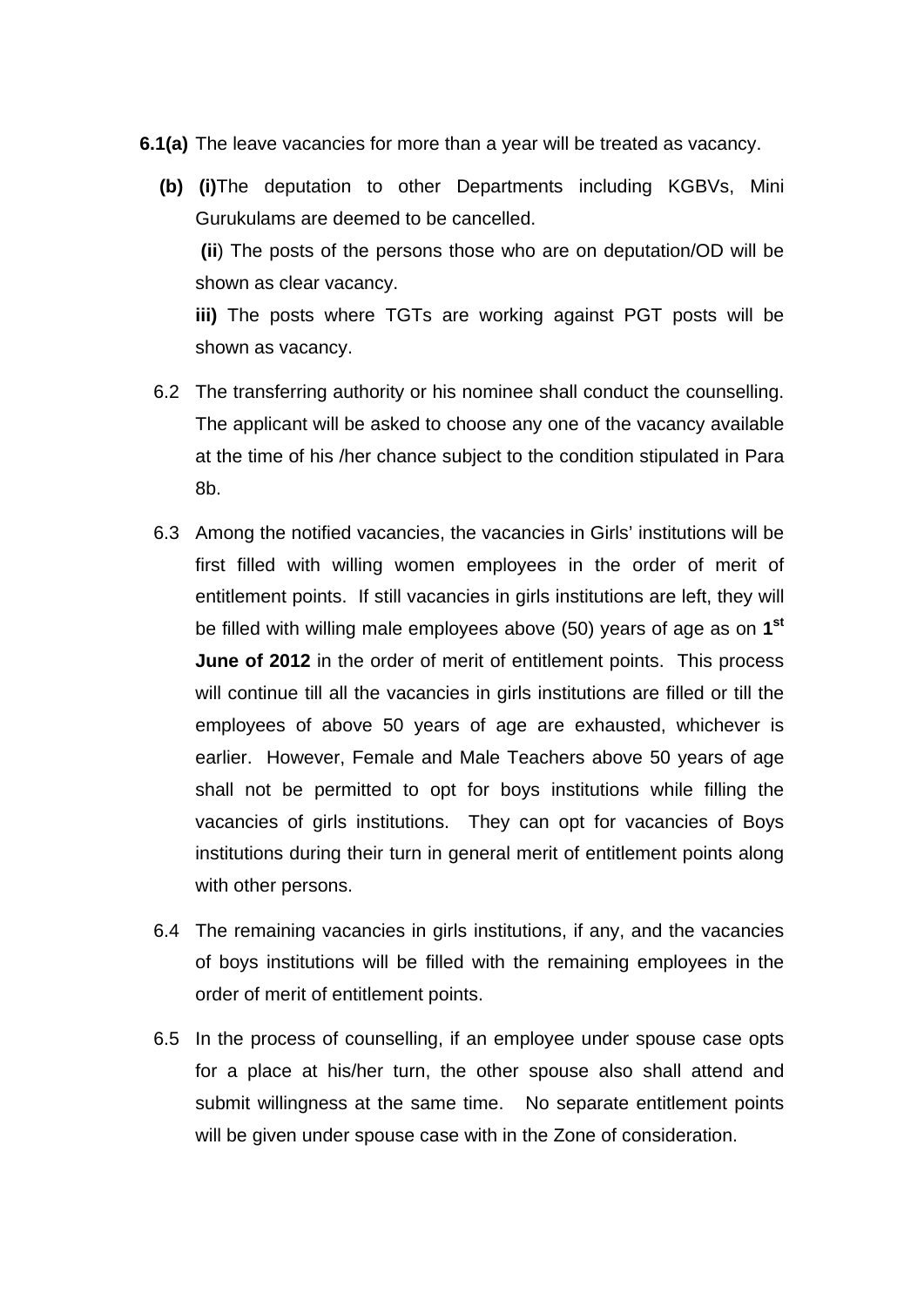**6.1(a)** The leave vacancies for more than a year will be treated as vacancy.

**(b)** **(i)**The deputation to other Departments including KGBVs, Mini Gurukulams are deemed to be cancelled.

**(ii**) The posts of the persons those who are on deputation/OD will be shown as clear vacancy.

**iii)** The posts where TGTs are working against PGT posts will be shown as vacancy.

6.2 The transferring authority or his nominee shall conduct the counselling. The applicant will be asked to choose any one of the vacancy available at the time of his /her chance subject to the condition stipulated in Para 8b.

6.3 Among the notified vacancies, the vacancies in Girls' institutions will be first filled with willing women employees in the order of merit of entitlement points. If still vacancies in girls institutions are left, they will be filled with willing male employees above (50) years of age as on **1st June of 2012** in the order of merit of entitlement points. This process will continue till all the vacancies in girls institutions are filled or till the employees of above 50 years of age are exhausted, whichever is earlier. However, Female and Male Teachers above 50 years of age shall not be permitted to opt for boys institutions while filling the vacancies of girls institutions. They can opt for vacancies of Boys institutions during their turn in general merit of entitlement points along with other persons.

6.4 The remaining vacancies in girls institutions, if any, and the vacancies of boys institutions will be filled with the remaining employees in the order of merit of entitlement points.

6.5 In the process of counselling, if an employee under spouse case opts for a place at his/her turn, the other spouse also shall attend and submit willingness at the same time. No separate entitlement points will be given under spouse case with in the Zone of consideration.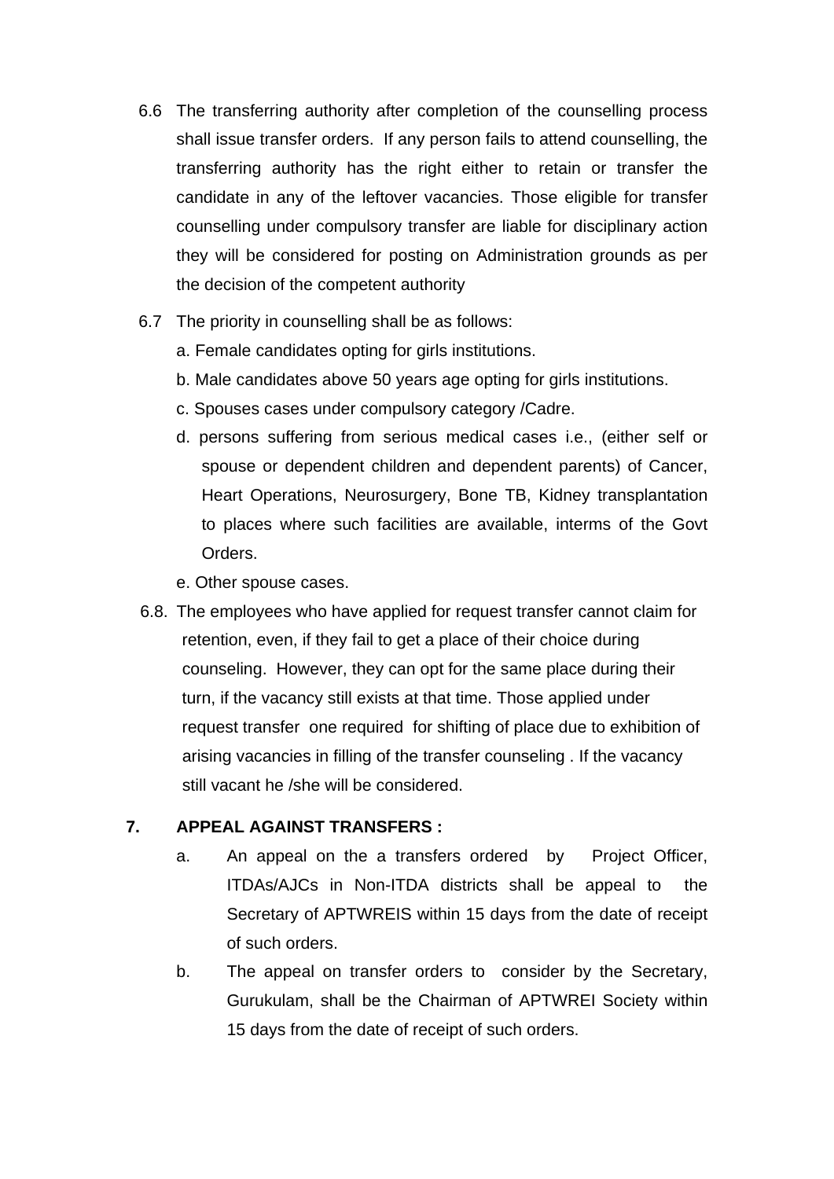6.6 The transferring authority after completion of the counselling process shall issue transfer orders. If any person fails to attend counselling, the transferring authority has the right either to retain or transfer the candidate in any of the leftover vacancies. Those eligible for transfer counselling under compulsory transfer are liable for disciplinary action they will be considered for posting on Administration grounds as per the decision of the competent authority

6.7 The priority in counselling shall be as follows:

a. Female candidates opting for girls institutions.

b. Male candidates above 50 years age opting for girls institutions.

c. Spouses cases under compulsory category /Cadre.

d. persons suffering from serious medical cases i.e., (either self or spouse or dependent children and dependent parents) of Cancer, Heart Operations, Neurosurgery, Bone TB, Kidney transplantation to places where such facilities are available, interms of the Govt Orders.

e. Other spouse cases.

6.8. The employees who have applied for request transfer cannot claim for retention, even, if they fail to get a place of their choice during counseling. However, they can opt for the same place during their turn, if the vacancy still exists at that time. Those applied under request transfer one required for shifting of place due to exhibition of arising vacancies in filling of the transfer counseling . If the vacancy still vacant he /she will be considered.

## 7. APPEAL AGAINST TRANSFERS :

a. An appeal on the a transfers ordered by Project Officer, ITDAs/AJCs in Non-ITDA districts shall be appeal to the Secretary of APTWREIS within 15 days from the date of receipt of such orders.

b. The appeal on transfer orders to consider by the Secretary, Gurukulam, shall be the Chairman of APTWREI Society within 15 days from the date of receipt of such orders.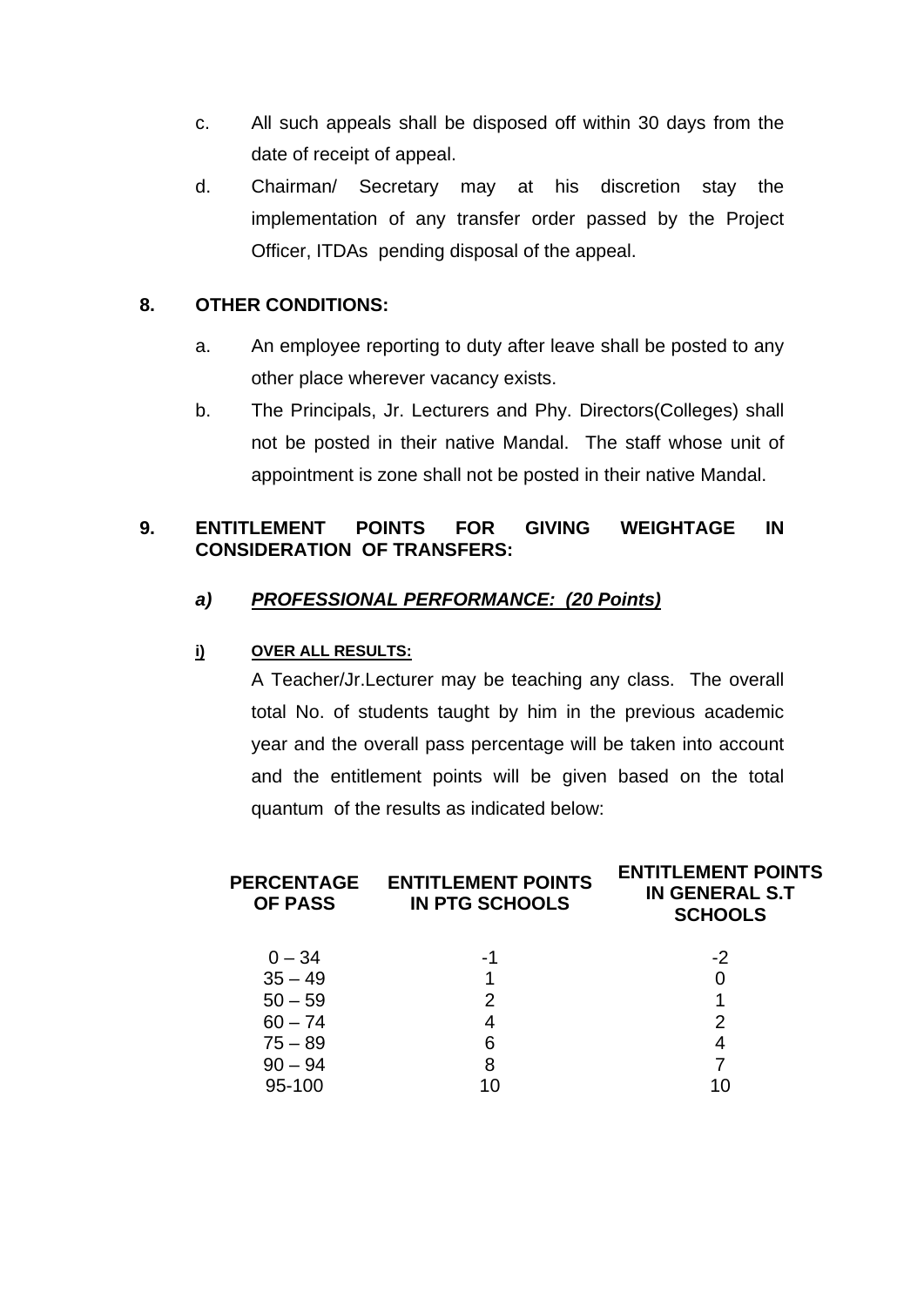c. All such appeals shall be disposed off within 30 days from the date of receipt of appeal.

d. Chairman/ Secretary may at his discretion stay the implementation of any transfer order passed by the Project Officer, ITDAs pending disposal of the appeal.

**8. OTHER CONDITIONS:**

a. An employee reporting to duty after leave shall be posted to any other place wherever vacancy exists.

b. The Principals, Jr. Lecturers and Phy. Directors(Colleges) shall not be posted in their native Mandal. The staff whose unit of appointment is zone shall not be posted in their native Mandal.

**9. ENTITLEMENT POINTS FOR GIVING WEIGHTAGE IN CONSIDERATION OF TRANSFERS:**

***a) <u>PROFESSIONAL PERFORMANCE: (20 Points)</u>***

**<u>i) OVER ALL RESULTS:</u>**

A Teacher/Jr.Lecturer may be teaching any class. The overall total No. of students taught by him in the previous academic year and the overall pass percentage will be taken into account and the entitlement points will be given based on the total quantum of the results as indicated below:

| PERCENTAGE OF PASS | ENTITLEMENT POINTS IN PTG SCHOOLS | ENTITLEMENT POINTS IN GENERAL S.T SCHOOLS |
|---|---|---|
| 0 – 34 | -1 | -2 |
| 35 – 49 | 1 | 0 |
| 50 – 59 | 2 | 1 |
| 60 – 74 | 4 | 2 |
| 75 – 89 | 6 | 4 |
| 90 – 94 | 8 | 7 |
| 95-100 | 10 | 10 |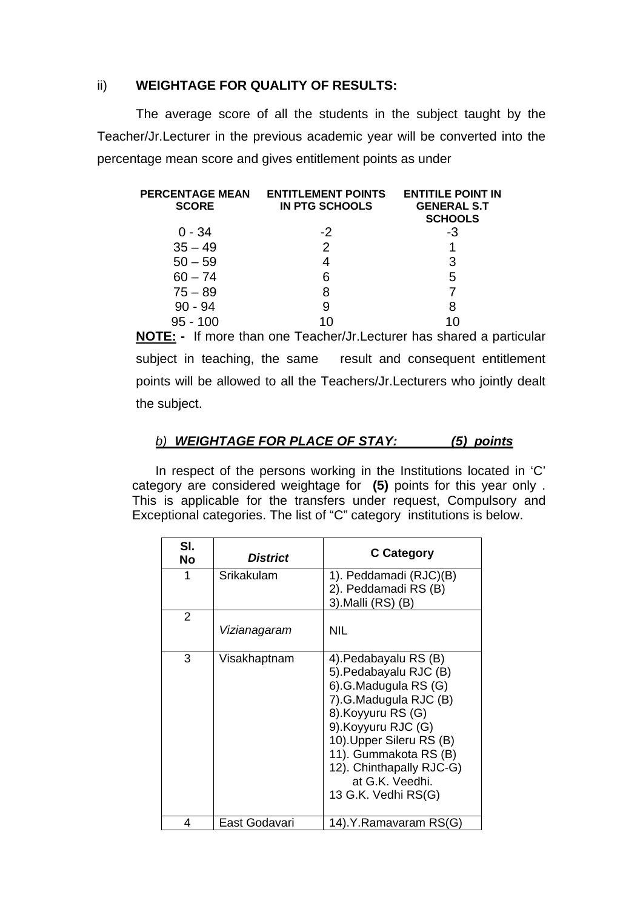ii) **WEIGHTAGE FOR QUALITY OF RESULTS:**

The average score of all the students in the subject taught by the Teacher/Jr.Lecturer in the previous academic year will be converted into the percentage mean score and gives entitlement points as under

| PERCENTAGE MEAN SCORE | ENTITLEMENT POINTS IN PTG SCHOOLS | ENTITILE POINT IN GENERAL S.T SCHOOLS |
|---|---|---|
| 0 - 34 | -2 | -3 |
| 35 – 49 | 2 | 1 |
| 50 – 59 | 4 | 3 |
| 60 – 74 | 6 | 5 |
| 75 – 89 | 8 | 7 |
| 90 - 94 | 9 | 8 |
| 95 - 100 | 10 | 10 |

**NOTE: -** If more than one Teacher/Jr.Lecturer has shared a particular subject in teaching, the same result and consequent entitlement points will be allowed to all the Teachers/Jr.Lecturers who jointly dealt the subject.

*b)* ***WEIGHTAGE FOR PLACE OF STAY: (5) points***

In respect of the persons working in the Institutions located in 'C' category are considered weightage for **(5)** points for this year only . This is applicable for the transfers under request, Compulsory and Exceptional categories. The list of "C" category institutions is below.

| Sl. No | *District* | C Category |
|---|---|---|
| 1 | Srikakulam | 1). Peddamadi (RJC)(B)<br>2). Peddamadi RS (B)<br>3).Malli (RS) (B) |
| 2 | *Vizianagaram* | NIL |
| 3 | Visakhaptnam | 4).Pedabayalu RS (B)<br>5).Pedabayalu RJC (B)<br>6).G.Madugula RS (G)<br>7).G.Madugula RJC (B)<br>8).Koyyuru RS (G)<br>9).Koyyuru RJC (G)<br>10).Upper Sileru RS (B)<br>11). Gummakota RS (B)<br>12). Chinthapally RJC-G) at G.K. Veedhi.<br>13 G.K. Vedhi RS(G) |
| 4 | East Godavari | 14).Y.Ramavaram RS(G) |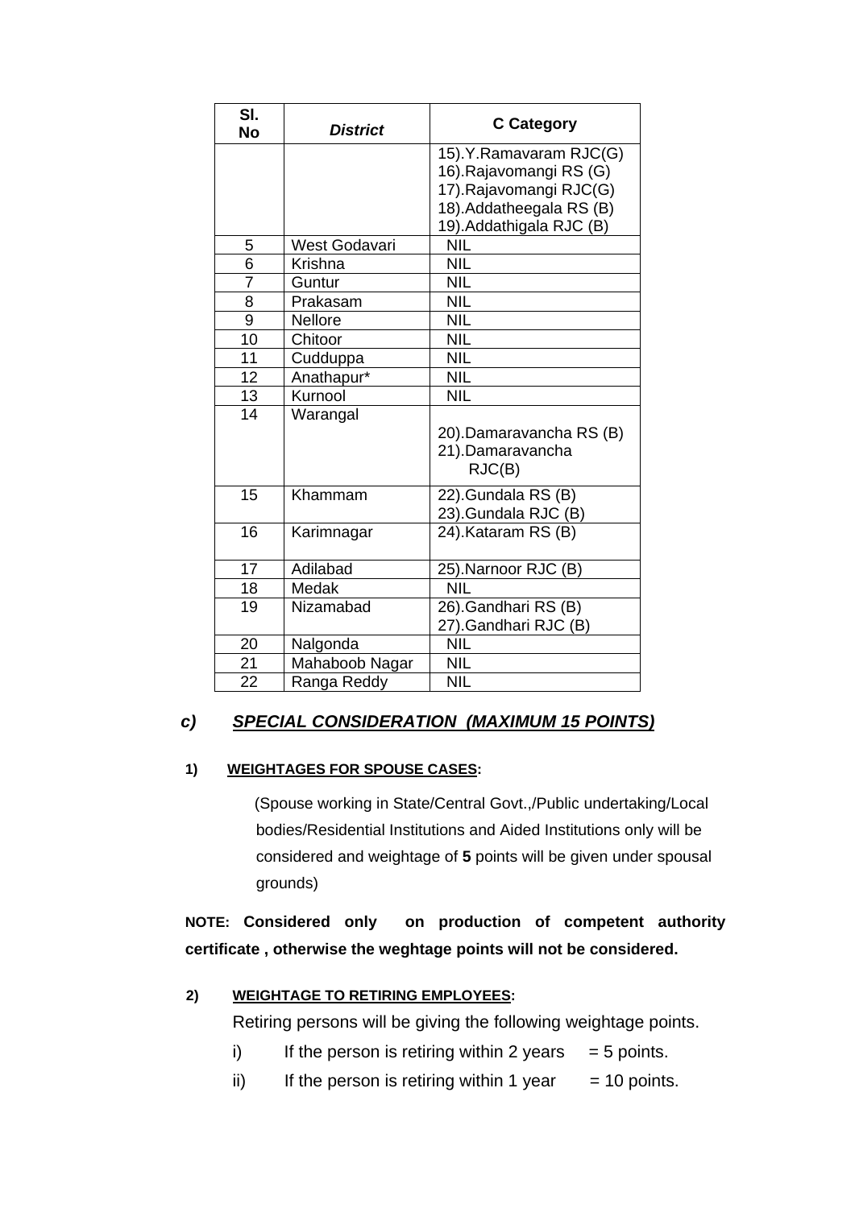| Sl. No | *District* | C Category |
|---|---|---|
| | | 15).Y.Ramavaram RJC(G)<br>16).Rajavomangi RS (G)<br>17).Rajavomangi RJC(G)<br>18).Addatheegala RS (B)<br>19).Addathigala RJC (B) |
| 5 | West Godavari | NIL |
| 6 | Krishna | NIL |
| 7 | Guntur | NIL |
| 8 | Prakasam | NIL |
| 9 | Nellore | NIL |
| 10 | Chitoor | NIL |
| 11 | Cudduppa | NIL |
| 12 | Anathapur* | NIL |
| 13 | Kurnool | NIL |
| 14 | Warangal | 20).Damaravancha RS (B)<br>21).Damaravancha RJC(B) |
| 15 | Khammam | 22).Gundala RS (B)<br>23).Gundala RJC (B) |
| 16 | Karimnagar | 24).Kataram RS (B) |
| 17 | Adilabad | 25).Narnoor RJC (B) |
| 18 | Medak | NIL |
| 19 | Nizamabad | 26).Gandhari RS (B)<br>27).Gandhari RJC (B) |
| 20 | Nalgonda | NIL |
| 21 | Mahaboob Nagar | NIL |
| 22 | Ranga Reddy | NIL |

### *c) SPECIAL CONSIDERATION (MAXIMUM 15 POINTS)*

**1) WEIGHTAGES FOR SPOUSE CASES:**

(Spouse working in State/Central Govt.,/Public undertaking/Local bodies/Residential Institutions and Aided Institutions only will be considered and weightage of **5** points will be given under spousal grounds)

**NOTE: Considered only on production of competent authority certificate , otherwise the weghtage points will not be considered.**

**2) WEIGHTAGE TO RETIRING EMPLOYEES:**

Retiring persons will be giving the following weightage points.

i) If the person is retiring within 2 years = 5 points.

ii) If the person is retiring within 1 year = 10 points.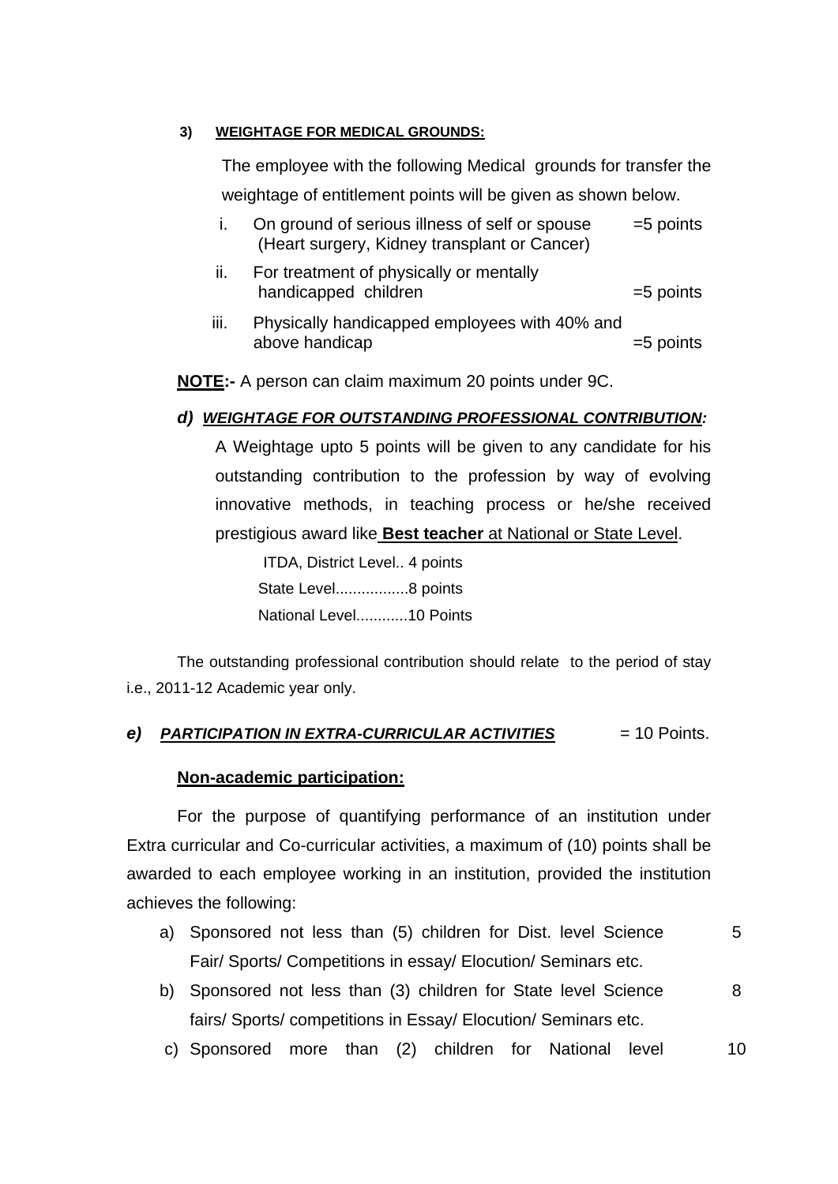**3) WEIGHTAGE FOR MEDICAL GROUNDS:**

The employee with the following Medical grounds for transfer the weightage of entitlement points will be given as shown below.

i. On ground of serious illness of self or spouse (Heart surgery, Kidney transplant or Cancer) =5 points

ii. For treatment of physically or mentally handicapped children =5 points

iii. Physically handicapped employees with 40% and above handicap =5 points

**NOTE:-** A person can claim maximum 20 points under 9C.

***d) WEIGHTAGE FOR OUTSTANDING PROFESSIONAL CONTRIBUTION:***

A Weightage upto 5 points will be given to any candidate for his outstanding contribution to the profession by way of evolving innovative methods, in teaching process or he/she received prestigious award like **Best teacher** at National or State Level.

ITDA, District Level.. 4 points
State Level.................8 points
National Level............10 Points

The outstanding professional contribution should relate to the period of stay i.e., 2011-12 Academic year only.

***e) PARTICIPATION IN EXTRA-CURRICULAR ACTIVITIES*** = 10 Points.

**Non-academic participation:**

For the purpose of quantifying performance of an institution under Extra curricular and Co-curricular activities, a maximum of (10) points shall be awarded to each employee working in an institution, provided the institution achieves the following:

a) Sponsored not less than (5) children for Dist. level Science Fair/ Sports/ Competitions in essay/ Elocution/ Seminars etc. 5

b) Sponsored not less than (3) children for State level Science fairs/ Sports/ competitions in Essay/ Elocution/ Seminars etc. 8

c) Sponsored more than (2) children for National level 10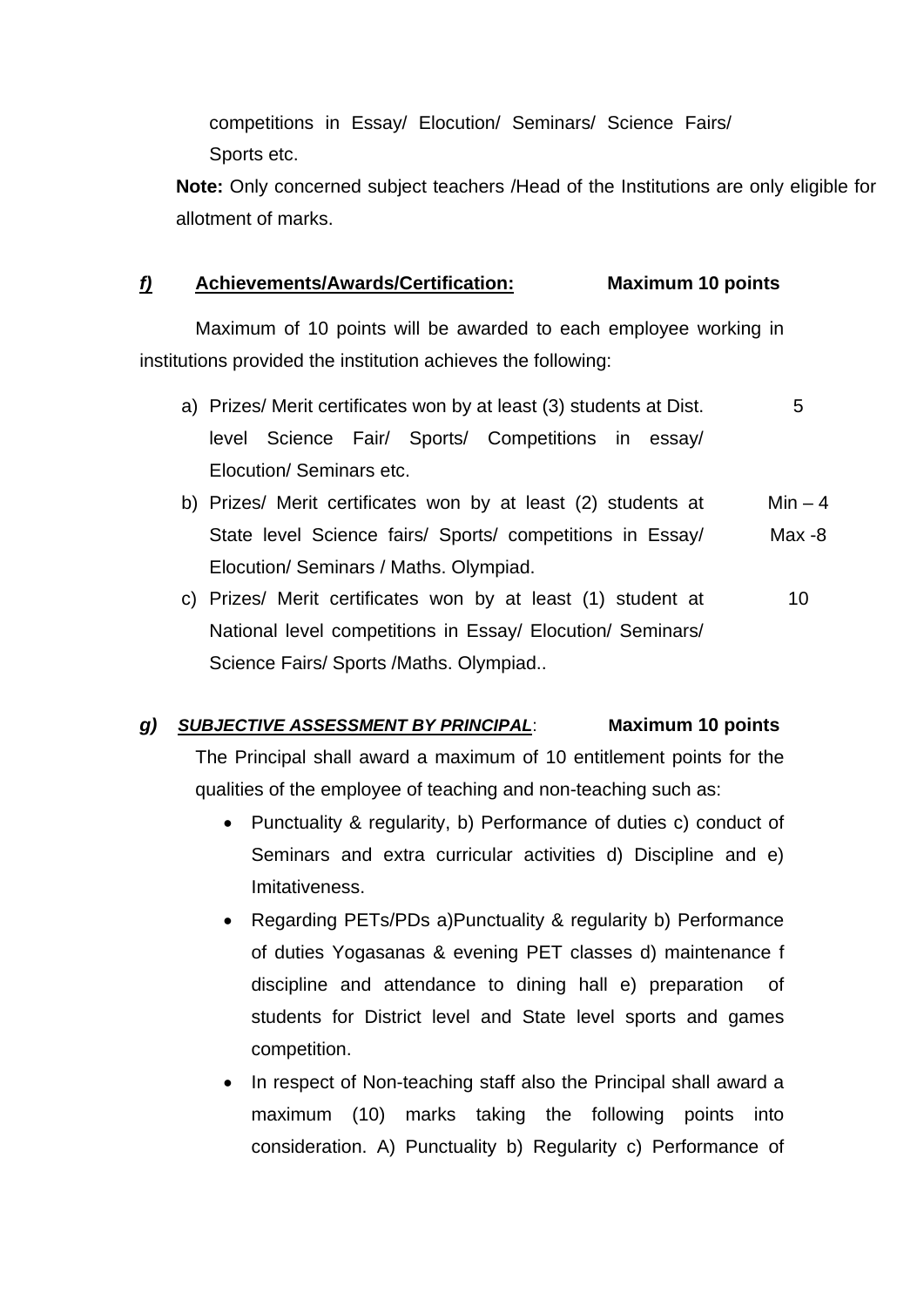competitions in Essay/ Elocution/ Seminars/ Science Fairs/ Sports etc.

**Note:** Only concerned subject teachers /Head of the Institutions are only eligible for allotment of marks.

***f)*** **Achievements/Awards/Certification:** **Maximum 10 points**

Maximum of 10 points will be awarded to each employee working in institutions provided the institution achieves the following:

| | |
|---|---|
| a) Prizes/ Merit certificates won by at least (3) students at Dist. level Science Fair/ Sports/ Competitions in essay/ Elocution/ Seminars etc. | 5 |
| b) Prizes/ Merit certificates won by at least (2) students at State level Science fairs/ Sports/ competitions in Essay/ Elocution/ Seminars / Maths. Olympiad. | Min – 4<br>Max -8 |
| c) Prizes/ Merit certificates won by at least (1) student at National level competitions in Essay/ Elocution/ Seminars/ Science Fairs/ Sports /Maths. Olympiad.. | 10 |

***g)*** ***SUBJECTIVE ASSESSMENT BY PRINCIPAL***: **Maximum 10 points**

The Principal shall award a maximum of 10 entitlement points for the qualities of the employee of teaching and non-teaching such as:

- Punctuality & regularity, b) Performance of duties c) conduct of Seminars and extra curricular activities d) Discipline and e) Imitativeness.
- Regarding PETs/PDs a)Punctuality & regularity b) Performance of duties Yogasanas & evening PET classes d) maintenance f discipline and attendance to dining hall e) preparation of students for District level and State level sports and games competition.
- In respect of Non-teaching staff also the Principal shall award a maximum (10) marks taking the following points into consideration. A) Punctuality b) Regularity c) Performance of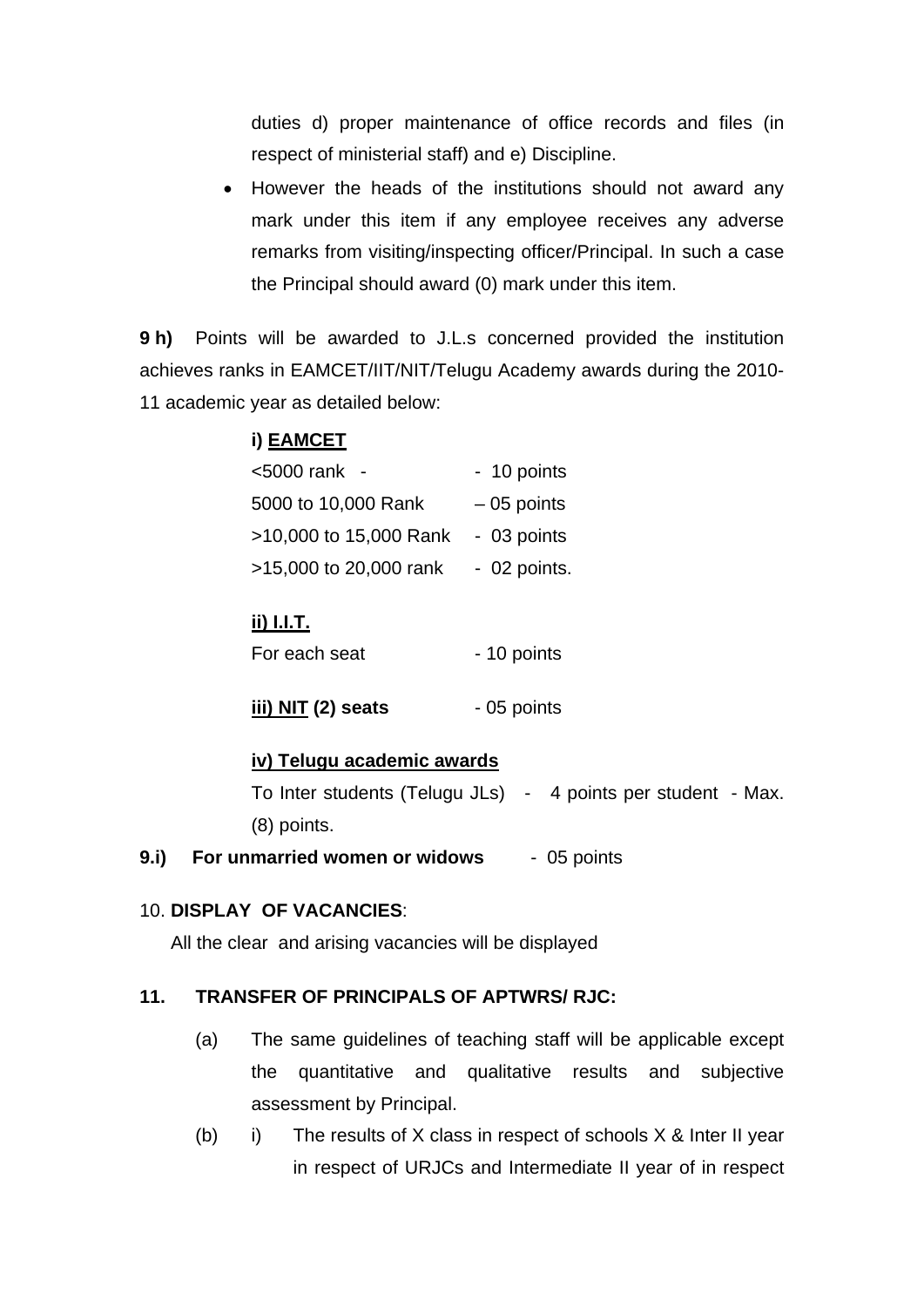duties d) proper maintenance of office records and files (in respect of ministerial staff) and e) Discipline.

- However the heads of the institutions should not award any mark under this item if any employee receives any adverse remarks from visiting/inspecting officer/Principal. In such a case the Principal should award (0) mark under this item.

**9 h)** Points will be awarded to J.L.s concerned provided the institution achieves ranks in EAMCET/IIT/NIT/Telugu Academy awards during the 2010-11 academic year as detailed below:

**i) <u>EAMCET</u>**

| | |
|---|---|
| <5000 rank - | - 10 points |
| 5000 to 10,000 Rank | – 05 points |
| >10,000 to 15,000 Rank | - 03 points |
| >15,000 to 20,000 rank | - 02 points. |

**<u>ii) I.I.T.</u>**

For each seat - 10 points

**<u>iii) NIT</u> (2) seats** - 05 points

**<u>iv) Telugu academic awards</u>**

To Inter students (Telugu JLs) - 4 points per student - Max. (8) points.

**9.i) For unmarried women or widows** - 05 points

10. **DISPLAY OF VACANCIES**:

All the clear and arising vacancies will be displayed

**11. TRANSFER OF PRINCIPALS OF APTWRS/ RJC:**

(a) The same guidelines of teaching staff will be applicable except the quantitative and qualitative results and subjective assessment by Principal.

(b) i) The results of X class in respect of schools X & Inter II year in respect of URJCs and Intermediate II year of in respect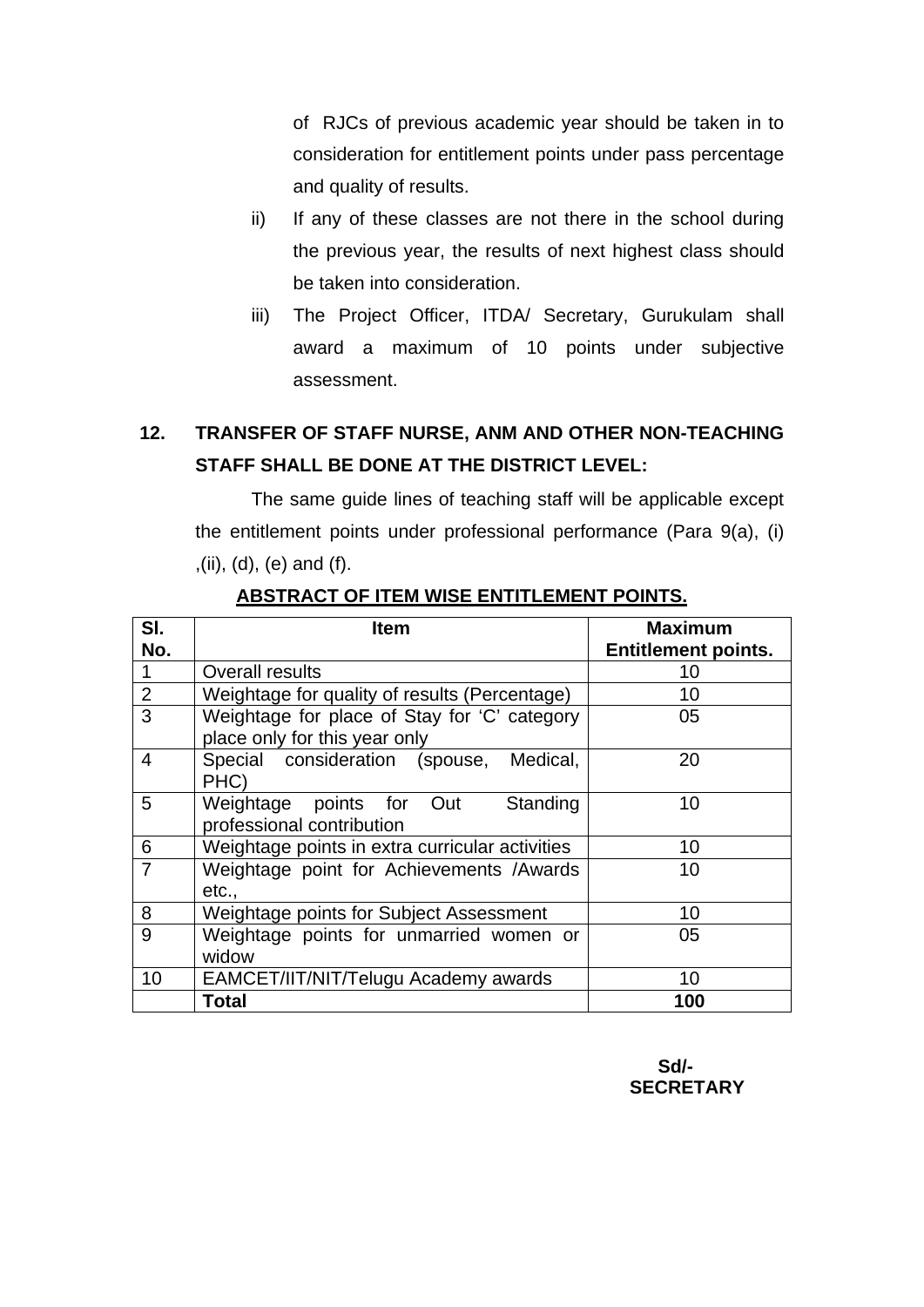of RJCs of previous academic year should be taken in to consideration for entitlement points under pass percentage and quality of results.

ii) If any of these classes are not there in the school during the previous year, the results of next highest class should be taken into consideration.

iii) The Project Officer, ITDA/ Secretary, Gurukulam shall award a maximum of 10 points under subjective assessment.

**12. TRANSFER OF STAFF NURSE, ANM AND OTHER NON-TEACHING STAFF SHALL BE DONE AT THE DISTRICT LEVEL:**

The same guide lines of teaching staff will be applicable except the entitlement points under professional performance (Para 9(a), (i) ,(ii), (d), (e) and (f).

**ABSTRACT OF ITEM WISE ENTITLEMENT POINTS.**

| Sl. No. | Item | Maximum Entitlement points. |
|---|---|---|
| 1 | Overall results | 10 |
| 2 | Weightage for quality of results (Percentage) | 10 |
| 3 | Weightage for place of Stay for 'C' category place only for this year only | 05 |
| 4 | Special consideration (spouse, Medical, PHC) | 20 |
| 5 | Weightage points for Out Standing professional contribution | 10 |
| 6 | Weightage points in extra curricular activities | 10 |
| 7 | Weightage point for Achievements /Awards etc., | 10 |
| 8 | Weightage points for Subject Assessment | 10 |
| 9 | Weightage points for unmarried women or widow | 05 |
| 10 | EAMCET/IIT/NIT/Telugu Academy awards | 10 |
| | **Total** | **100** |

**Sd/-**
**SECRETARY**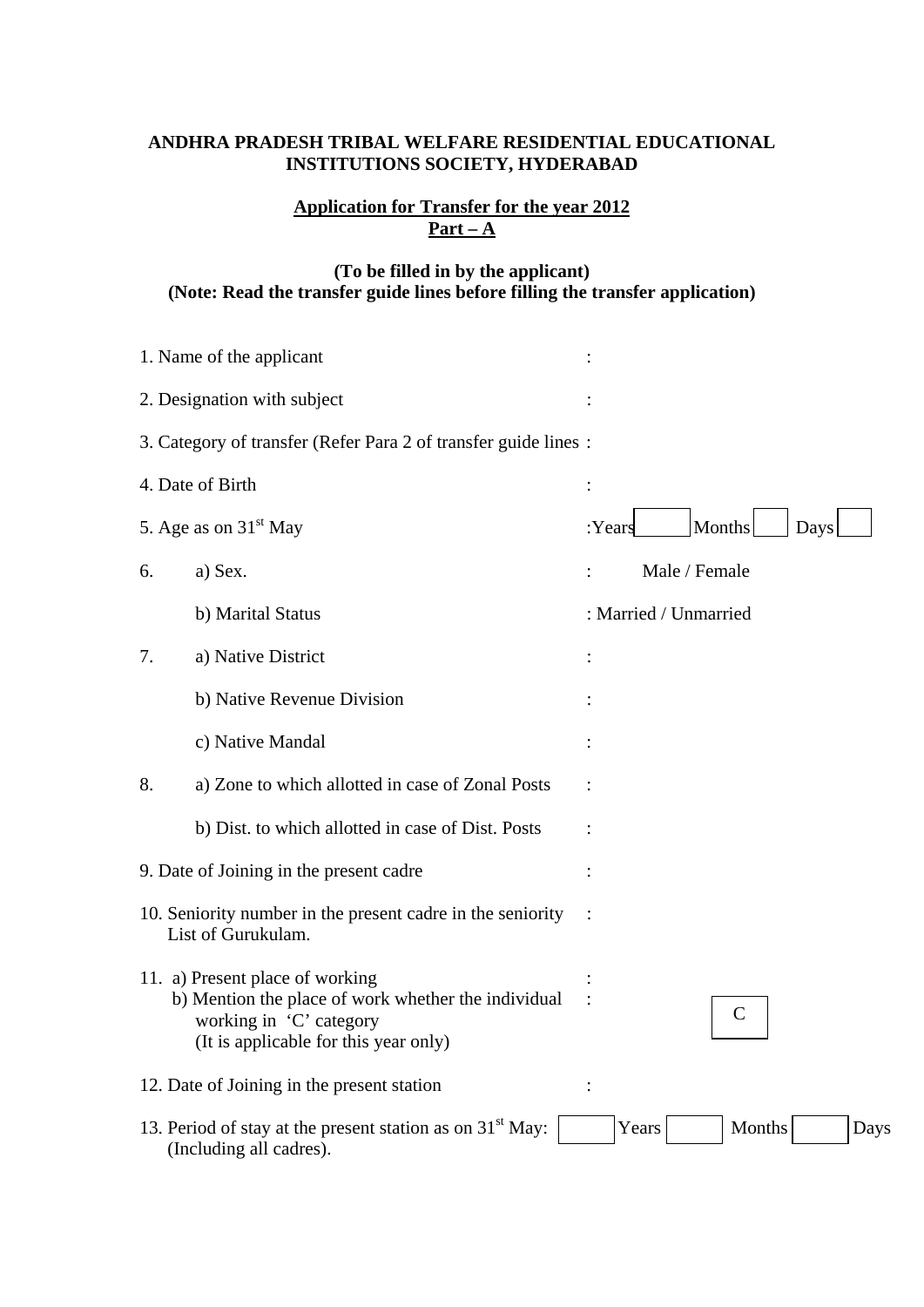**ANDHRA PRADESH TRIBAL WELFARE RESIDENTIAL EDUCATIONAL INSTITUTIONS SOCIETY, HYDERABAD**

**<u>Application for Transfer for the year 2012</u>**
**<u>Part – A</u>**

**(To be filled in by the applicant)**
**(Note: Read the transfer guide lines before filling the transfer application)**

1. Name of the applicant :

2. Designation with subject :

3. Category of transfer (Refer Para 2 of transfer guide lines :

4. Date of Birth :

5. Age as on 31st May : Years [ ] Months [ ] Days [ ]

6. a) Sex. : Male / Female

   b) Marital Status : Married / Unmarried

7. a) Native District :

   b) Native Revenue Division :

   c) Native Mandal :

8. a) Zone to which allotted in case of Zonal Posts :

   b) Dist. to which allotted in case of Dist. Posts :

9. Date of Joining in the present cadre :

10. Seniority number in the present cadre in the seniority List of Gurukulam. :

11. a) Present place of working :
    b) Mention the place of work whether the individual working in 'C' category (It is applicable for this year only) : [C]

12. Date of Joining in the present station :

13. Period of stay at the present station as on 31st May: [ ] Years [ ] Months [ ] Days (Including all cadres).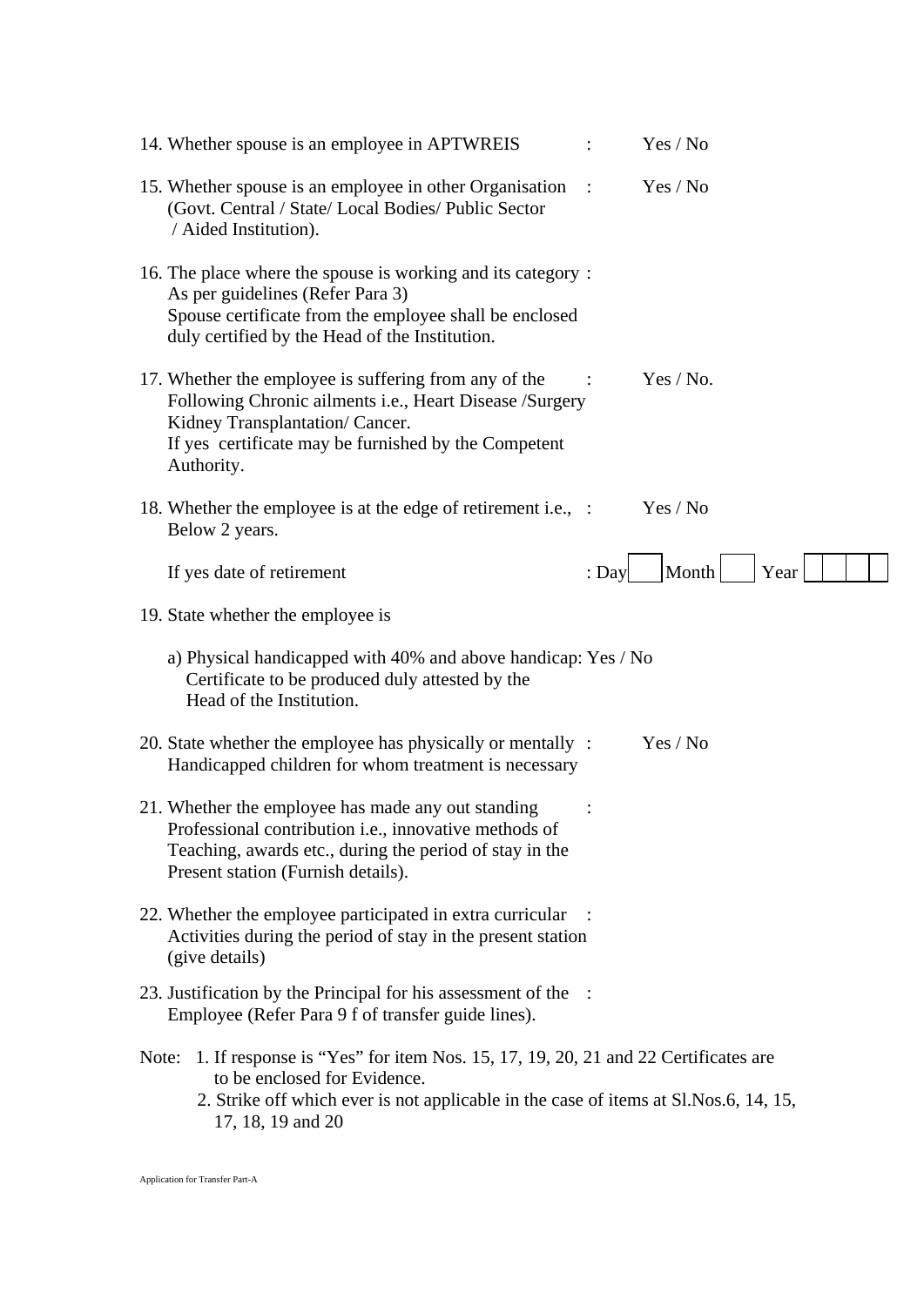14. Whether spouse is an employee in APTWREIS : Yes / No

15. Whether spouse is an employee in other Organisation : Yes / No
    (Govt. Central / State/ Local Bodies/ Public Sector / Aided Institution).

16. The place where the spouse is working and its category :
    As per guidelines (Refer Para 3)
    Spouse certificate from the employee shall be enclosed duly certified by the Head of the Institution.

17. Whether the employee is suffering from any of the Following Chronic ailments i.e., Heart Disease /Surgery Kidney Transplantation/ Cancer. : Yes / No.
    If yes certificate may be furnished by the Competent Authority.

18. Whether the employee is at the edge of retirement i.e., Below 2 years. : Yes / No

    If yes date of retirement : Day [ ] Month [ ] Year [ | | | ]

19. State whether the employee is

    a) Physical handicapped with 40% and above handicap: Yes / No
       Certificate to be produced duly attested by the Head of the Institution.

20. State whether the employee has physically or mentally Handicapped children for whom treatment is necessary : Yes / No

21. Whether the employee has made any out standing Professional contribution i.e., innovative methods of Teaching, awards etc., during the period of stay in the Present station (Furnish details). :

22. Whether the employee participated in extra curricular Activities during the period of stay in the present station (give details) :

23. Justification by the Principal for his assessment of the Employee (Refer Para 9 f of transfer guide lines). :

Note: 1. If response is "Yes" for item Nos. 15, 17, 19, 20, 21 and 22 Certificates are to be enclosed for Evidence.
      2. Strike off which ever is not applicable in the case of items at Sl.Nos.6, 14, 15, 17, 18, 19 and 20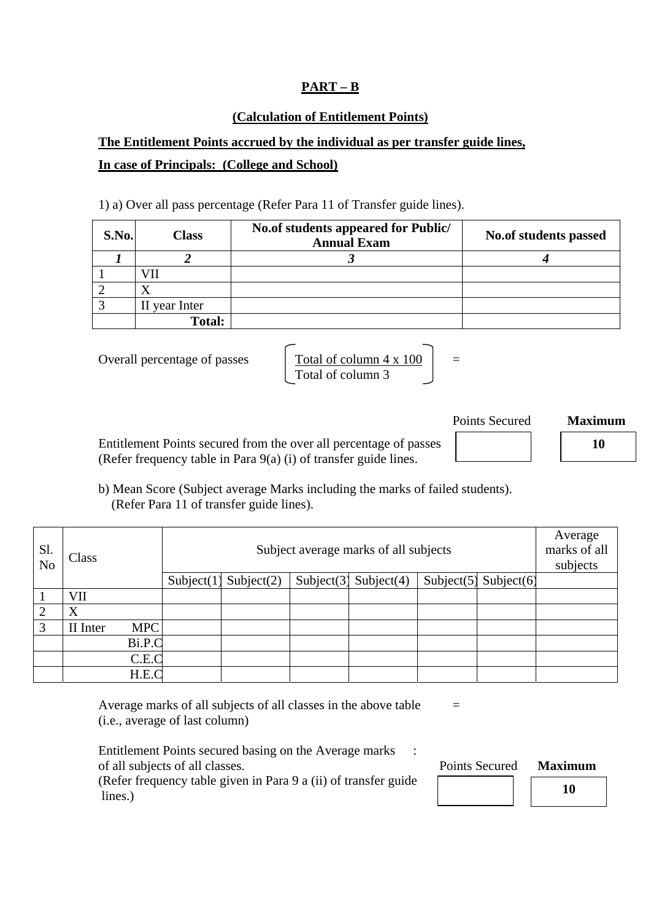## PART – B

### (Calculation of Entitlement Points)

**The Entitlement Points accrued by the individual as per transfer guide lines,**

**In case of Principals: (College and School)**

1) a) Over all pass percentage (Refer Para 11 of Transfer guide lines).

| S.No. | Class | No.of students appeared for Public/ Annual Exam | No.of students passed |
|---|---|---|---|
| *1* | *2* | *3* | *4* |
| 1 | VII | | |
| 2 | X | | |
| 3 | II year Inter | | |
| | **Total:** | | |

Overall percentage of passes $\left[ \frac{\text{Total of column 4 x 100}}{\text{Total of column 3}} \right]$ =

Entitlement Points secured from the over all percentage of passes (Refer frequency table in Para 9(a) (i) of transfer guide lines.

| Points Secured | **Maximum** |
|---|---|
| | **10** |

b) Mean Score (Subject average Marks including the marks of failed students). (Refer Para 11 of transfer guide lines).

| Sl. No | Class | Subject average marks of all subjects | | | | | | Average marks of all subjects |
|---|---|---|---|---|---|---|---|---|
| | | Subject(1) | Subject(2) | Subject(3) | Subject(4) | Subject(5) | Subject(6) | |
| 1 | VII | | | | | | | |
| 2 | X | | | | | | | |
| 3 | II Inter MPC | | | | | | | |
| | Bi.P.C | | | | | | | |
| | C.E.C | | | | | | | |
| | H.E.C | | | | | | | |

Average marks of all subjects of all classes in the above table (i.e., average of last column) =

Entitlement Points secured basing on the Average marks of all subjects of all classes. (Refer frequency table given in Para 9 a (ii) of transfer guide lines.) :

| Points Secured | **Maximum** |
|---|---|
| | **10** |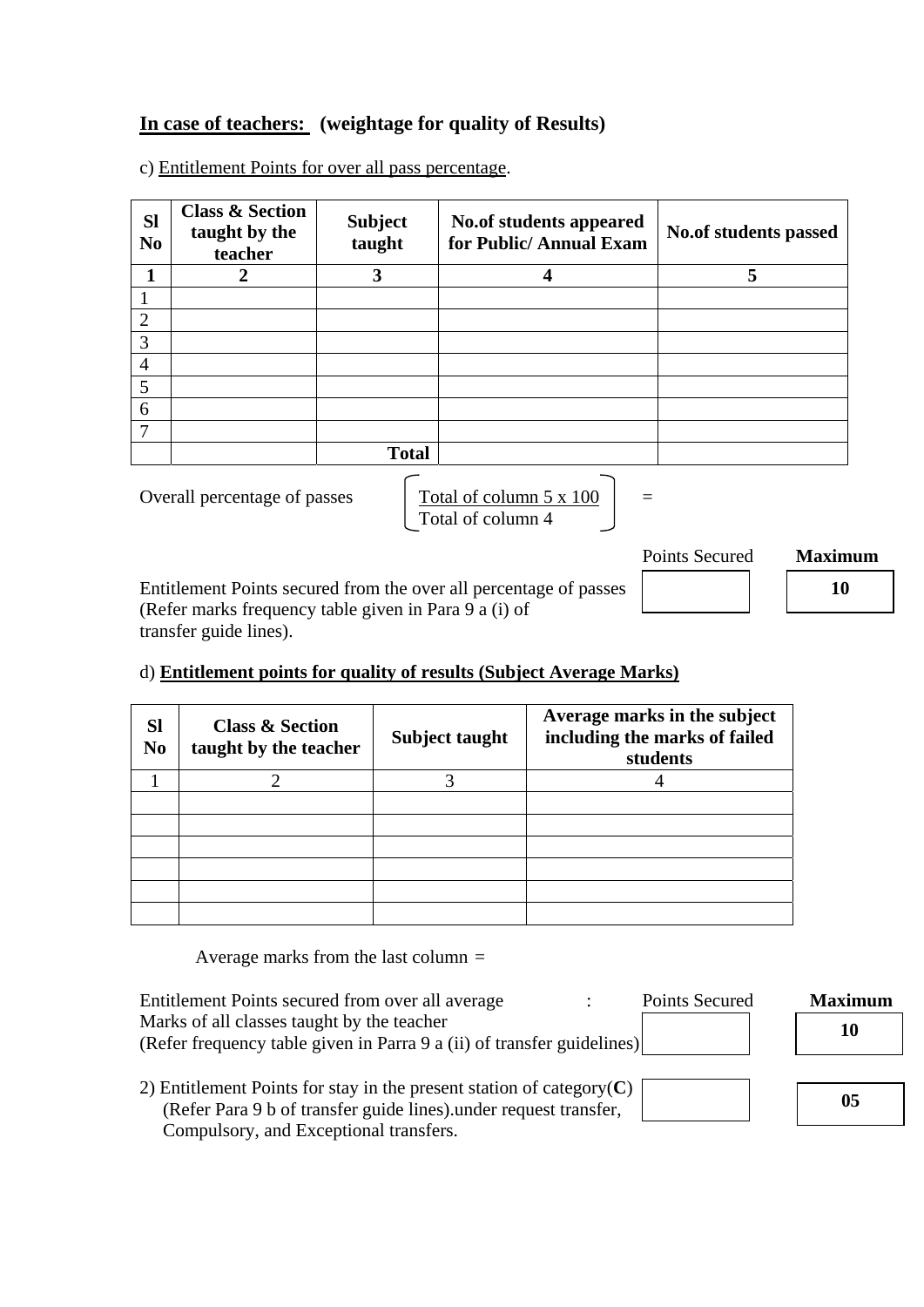**In case of teachers: (weightage for quality of Results)**

c) Entitlement Points for over all pass percentage.

| Sl No | Class & Section taught by the teacher | Subject taught | No.of students appeared for Public/ Annual Exam | No.of students passed |
|---|---|---|---|---|
| **1** | **2** | **3** | **4** | **5** |
| 1 | | | | |
| 2 | | | | |
| 3 | | | | |
| 4 | | | | |
| 5 | | | | |
| 6 | | | | |
| 7 | | | | |
| | | **Total** | | |

Overall percentage of passes $\left( \frac{\text{Total of column 5} \times 100}{\text{Total of column 4}} \right)$ =

| | Points Secured | Maximum |
|---|---|---|
| Entitlement Points secured from the over all percentage of passes (Refer marks frequency table given in Para 9 a (i) of transfer guide lines). | | **10** |

d) **Entitlement points for quality of results (Subject Average Marks)**

| Sl No | Class & Section taught by the teacher | Subject taught | Average marks in the subject including the marks of failed students |
|---|---|---|---|
| 1 | 2 | 3 | 4 |
| | | | |
| | | | |
| | | | |
| | | | |
| | | | |
| | | | |

Average marks from the last column =

| | Points Secured | Maximum |
|---|---|---|
| Entitlement Points secured from over all average : Marks of all classes taught by the teacher (Refer frequency table given in Parra 9 a (ii) of transfer guidelines) | | **10** |
| 2) Entitlement Points for stay in the present station of category(**C**) (Refer Para 9 b of transfer guide lines).under request transfer, Compulsory, and Exceptional transfers. | | **05** |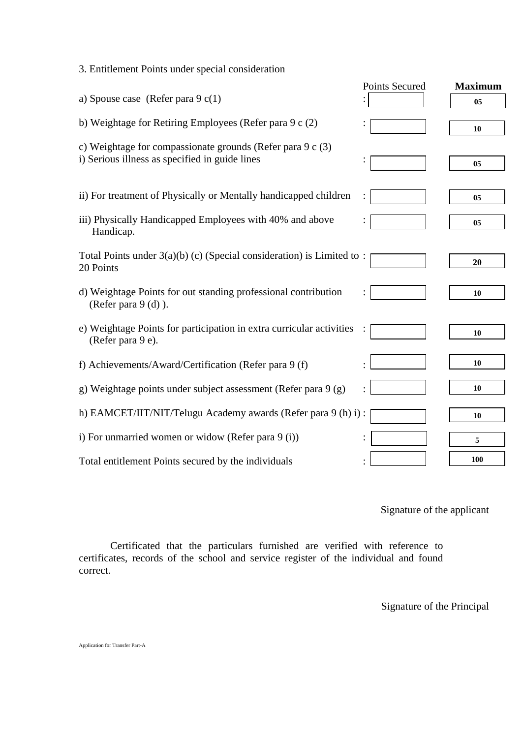3. Entitlement Points under special consideration

| | | Points Secured | Maximum |
|---|---|---|---|
| a) Spouse case (Refer para 9 c(1) | : | | 05 |
| b) Weightage for Retiring Employees (Refer para 9 c (2) | : | | 10 |
| c) Weightage for compassionate grounds (Refer para 9 c (3)<br>i) Serious illness as specified in guide lines | : | | 05 |
| ii) For treatment of Physically or Mentally handicapped children | : | | 05 |
| iii) Physically Handicapped Employees with 40% and above Handicap. | : | | 05 |
| Total Points under 3(a)(b) (c) (Special consideration) is Limited to 20 Points | : | | 20 |
| d) Weightage Points for out standing professional contribution (Refer para 9 (d) ). | : | | 10 |
| e) Weightage Points for participation in extra curricular activities (Refer para 9 e). | : | | 10 |
| f) Achievements/Award/Certification (Refer para 9 (f) | : | | 10 |
| g) Weightage points under subject assessment (Refer para 9 (g) | : | | 10 |
| h) EAMCET/IIT/NIT/Telugu Academy awards (Refer para 9 (h) i) | : | | 10 |
| i) For unmarried women or widow (Refer para 9 (i)) | : | | 5 |
| Total entitlement Points secured by the individuals | : | | 100 |

Signature of the applicant

Certificated that the particulars furnished are verified with reference to certificates, records of the school and service register of the individual and found correct.

Signature of the Principal

Application for Transfer Part-A